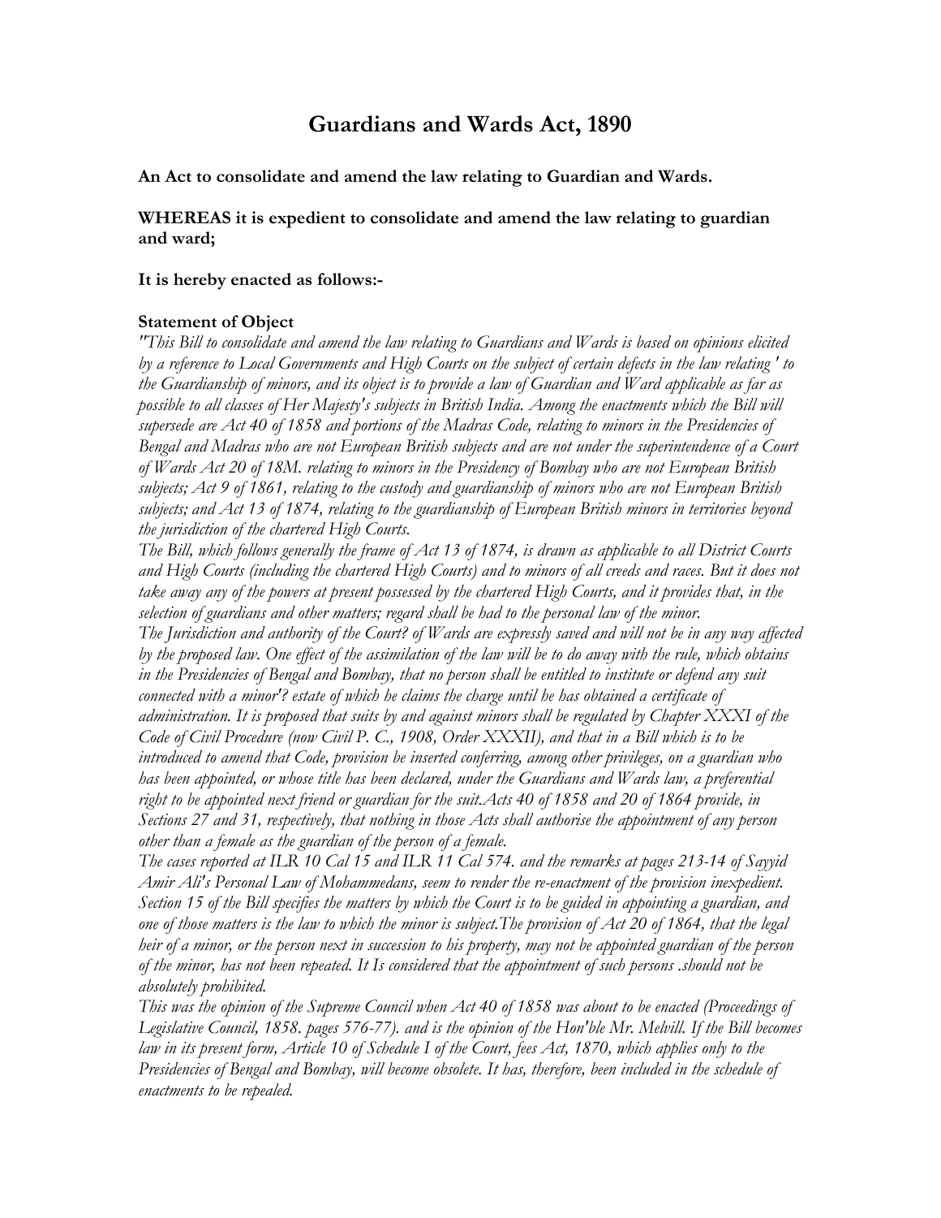# Guardians and Wards Act, 1890

**An Act to consolidate and amend the law relating to Guardian and Wards.**

**WHEREAS it is expedient to consolidate and amend the law relating to guardian and ward;**

**It is hereby enacted as follows:-**

**Statement of Object**

*"This Bill to consolidate and amend the law relating to Guardians and Wards is based on opinions elicited by a reference to Local Governments and High Courts on the subject of certain defects in the law relating ' to the Guardianship of minors, and its object is to provide a law of Guardian and Ward applicable as far as possible to all classes of Her Majesty's subjects in British India. Among the enactments which the Bill will supersede are Act 40 of 1858 and portions of the Madras Code, relating to minors in the Presidencies of Bengal and Madras who are not European British subjects and are not under the superintendence of a Court of Wards Act 20 of 18M. relating to minors in the Presidency of Bombay who are not European British subjects; Act 9 of 1861, relating to the custody and guardianship of minors who are not European British subjects; and Act 13 of 1874, relating to the guardianship of European British minors in territories beyond the jurisdiction of the chartered High Courts.*

*The Bill, which follows generally the frame of Act 13 of 1874, is drawn as applicable to all District Courts and High Courts (including the chartered High Courts) and to minors of all creeds and races. But it does not take away any of the powers at present possessed by the chartered High Courts, and it provides that, in the selection of guardians and other matters; regard shall be had to the personal law of the minor.*

*The Jurisdiction and authority of the Court? of Wards are expressly saved and will not be in any way affected by the proposed law. One effect of the assimilation of the law will be to do away with the rule, which obtains in the Presidencies of Bengal and Bombay, that no person shall be entitled to institute or defend any suit connected with a minor'? estate of which he claims the charge until he has obtained a certificate of administration. It is proposed that suits by and against minors shall be regulated by Chapter XXXI of the Code of Civil Procedure (now Civil P. C., 1908, Order XXXII), and that in a Bill which is to be introduced to amend that Code, provision be inserted conferring, among other privileges, on a guardian who has been appointed, or whose title has been declared, under the Guardians and Wards law, a preferential right to be appointed next friend or guardian for the suit.Acts 40 of 1858 and 20 of 1864 provide, in Sections 27 and 31, respectively, that nothing in those Acts shall authorise the appointment of any person other than a female as the guardian of the person of a female.*

*The cases reported at ILR 10 Cal 15 and ILR 11 Cal 574. and the remarks at pages 213-14 of Sayyid Amir Ali's Personal Law of Mohammedans, seem to render the re-enactment of the provision inexpedient. Section 15 of the Bill specifies the matters by which the Court is to be guided in appointing a guardian, and one of those matters is the law to which the minor is subject.The provision of Act 20 of 1864, that the legal heir of a minor, or the person next in succession to his property, may not be appointed guardian of the person of the minor, has not been repeated. It Is considered that the appointment of such persons .should not be absolutely prohibited.*

*This was the opinion of the Supreme Council when Act 40 of 1858 was about to be enacted (Proceedings of Legislative Council, 1858. pages 576-77). and is the opinion of the Hon'ble Mr. Melvill. If the Bill becomes law in its present form, Article 10 of Schedule I of the Court, fees Act, 1870, which applies only to the Presidencies of Bengal and Bombay, will become obsolete. It has, therefore, been included in the schedule of enactments to be repealed.*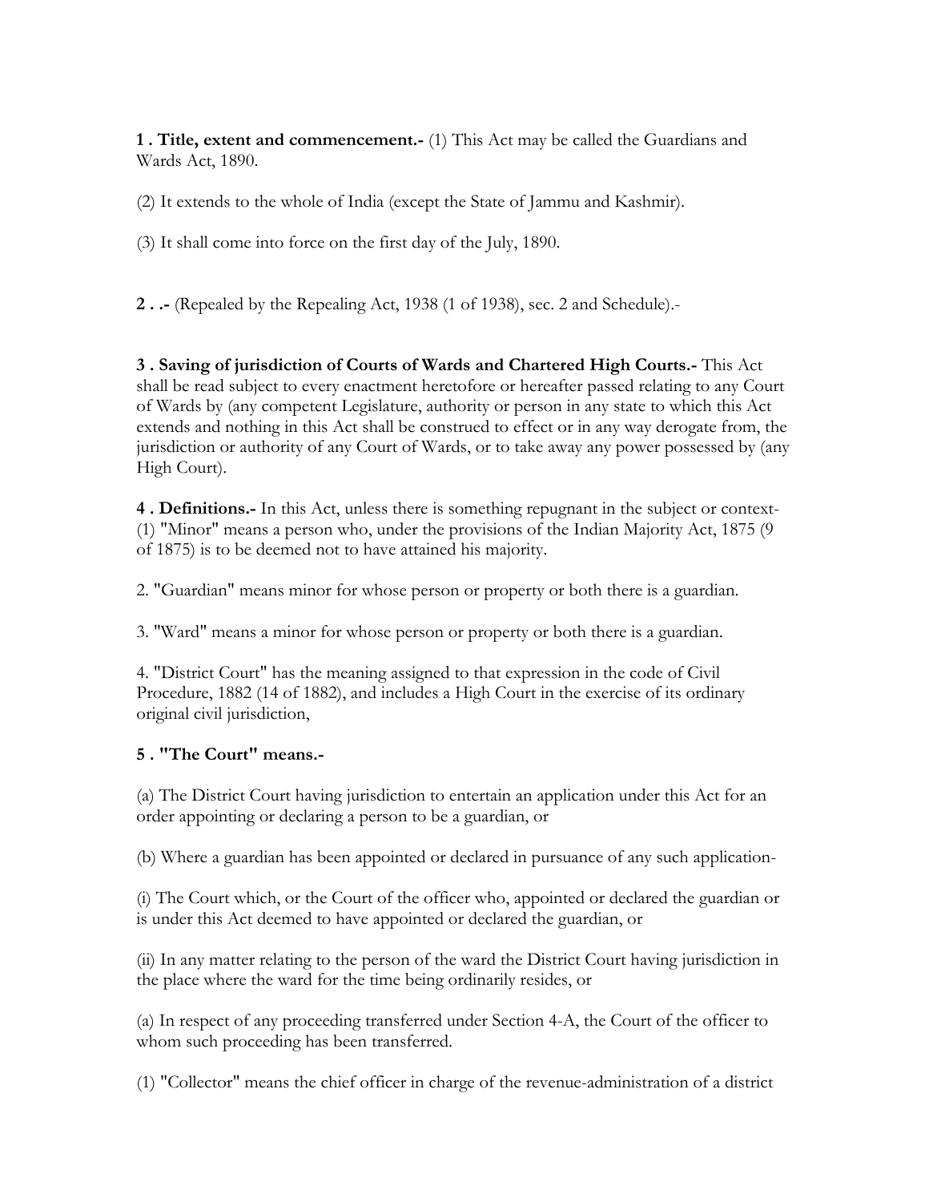**1 . Title, extent and commencement.-** (1) This Act may be called the Guardians and Wards Act, 1890.

(2) It extends to the whole of India (except the State of Jammu and Kashmir).

(3) It shall come into force on the first day of the July, 1890.

**2 . .-** (Repealed by the Repealing Act, 1938 (1 of 1938), sec. 2 and Schedule).-

**3 . Saving of jurisdiction of Courts of Wards and Chartered High Courts.-** This Act shall be read subject to every enactment heretofore or hereafter passed relating to any Court of Wards by (any competent Legislature, authority or person in any state to which this Act extends and nothing in this Act shall be construed to effect or in any way derogate from, the jurisdiction or authority of any Court of Wards, or to take away any power possessed by (any High Court).

**4 . Definitions.-** In this Act, unless there is something repugnant in the subject or context- (1) "Minor" means a person who, under the provisions of the Indian Majority Act, 1875 (9 of 1875) is to be deemed not to have attained his majority.

2. "Guardian" means minor for whose person or property or both there is a guardian.

3. "Ward" means a minor for whose person or property or both there is a guardian.

4. "District Court" has the meaning assigned to that expression in the code of Civil Procedure, 1882 (14 of 1882), and includes a High Court in the exercise of its ordinary original civil jurisdiction,

**5 . "The Court" means.-**

(a) The District Court having jurisdiction to entertain an application under this Act for an order appointing or declaring a person to be a guardian, or

(b) Where a guardian has been appointed or declared in pursuance of any such application-

(i) The Court which, or the Court of the officer who, appointed or declared the guardian or is under this Act deemed to have appointed or declared the guardian, or

(ii) In any matter relating to the person of the ward the District Court having jurisdiction in the place where the ward for the time being ordinarily resides, or

(a) In respect of any proceeding transferred under Section 4-A, the Court of the officer to whom such proceeding has been transferred.

(1) "Collector" means the chief officer in charge of the revenue-administration of a district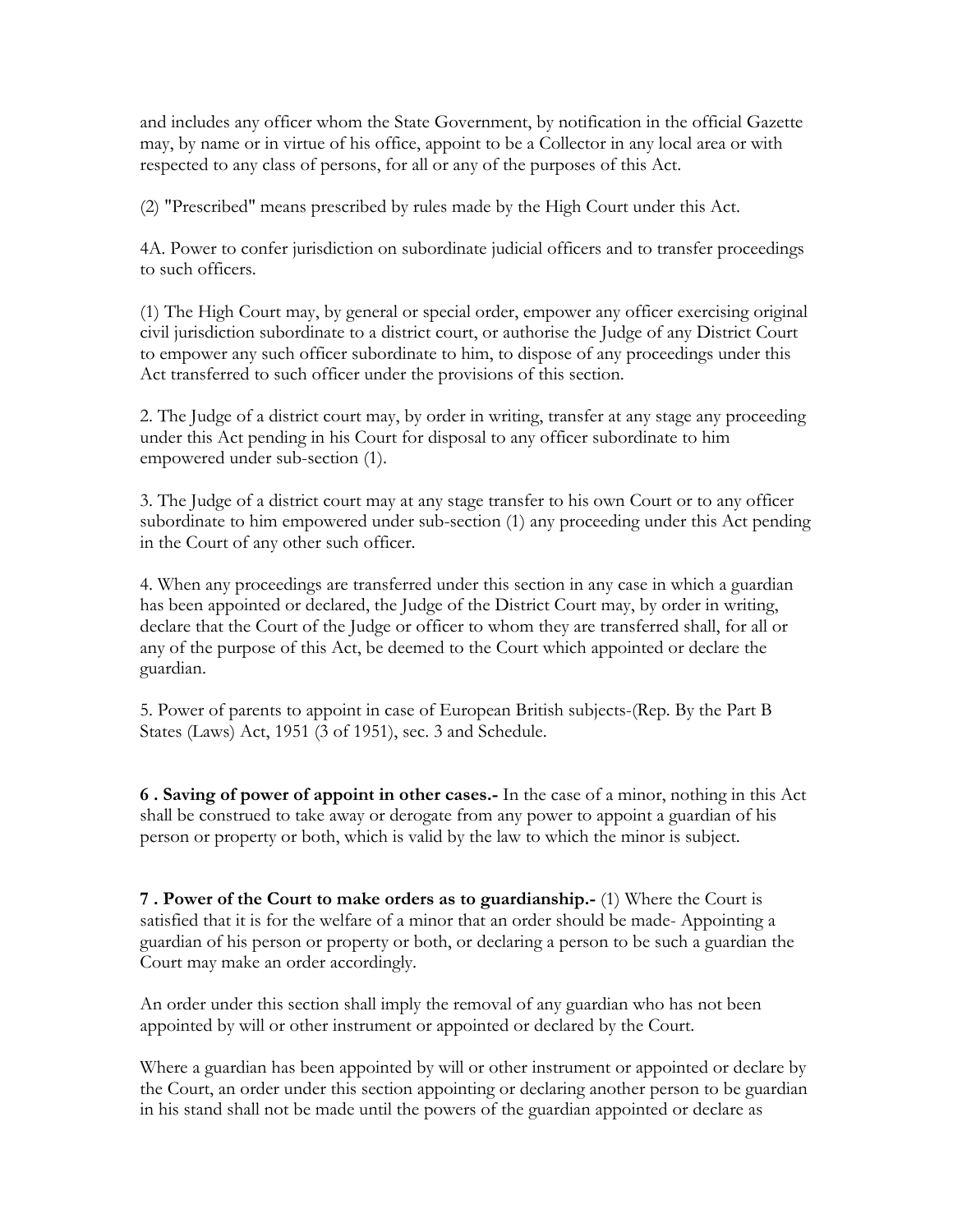and includes any officer whom the State Government, by notification in the official Gazette may, by name or in virtue of his office, appoint to be a Collector in any local area or with respected to any class of persons, for all or any of the purposes of this Act.

(2) "Prescribed" means prescribed by rules made by the High Court under this Act.

4A. Power to confer jurisdiction on subordinate judicial officers and to transfer proceedings to such officers.

(1) The High Court may, by general or special order, empower any officer exercising original civil jurisdiction subordinate to a district court, or authorise the Judge of any District Court to empower any such officer subordinate to him, to dispose of any proceedings under this Act transferred to such officer under the provisions of this section.

2. The Judge of a district court may, by order in writing, transfer at any stage any proceeding under this Act pending in his Court for disposal to any officer subordinate to him empowered under sub-section (1).

3. The Judge of a district court may at any stage transfer to his own Court or to any officer subordinate to him empowered under sub-section (1) any proceeding under this Act pending in the Court of any other such officer.

4. When any proceedings are transferred under this section in any case in which a guardian has been appointed or declared, the Judge of the District Court may, by order in writing, declare that the Court of the Judge or officer to whom they are transferred shall, for all or any of the purpose of this Act, be deemed to the Court which appointed or declare the guardian.

5. Power of parents to appoint in case of European British subjects-(Rep. By the Part B States (Laws) Act, 1951 (3 of 1951), sec. 3 and Schedule.

**6 . Saving of power of appoint in other cases.-** In the case of a minor, nothing in this Act shall be construed to take away or derogate from any power to appoint a guardian of his person or property or both, which is valid by the law to which the minor is subject.

**7 . Power of the Court to make orders as to guardianship.-** (1) Where the Court is satisfied that it is for the welfare of a minor that an order should be made- Appointing a guardian of his person or property or both, or declaring a person to be such a guardian the Court may make an order accordingly.

An order under this section shall imply the removal of any guardian who has not been appointed by will or other instrument or appointed or declared by the Court.

Where a guardian has been appointed by will or other instrument or appointed or declare by the Court, an order under this section appointing or declaring another person to be guardian in his stand shall not be made until the powers of the guardian appointed or declare as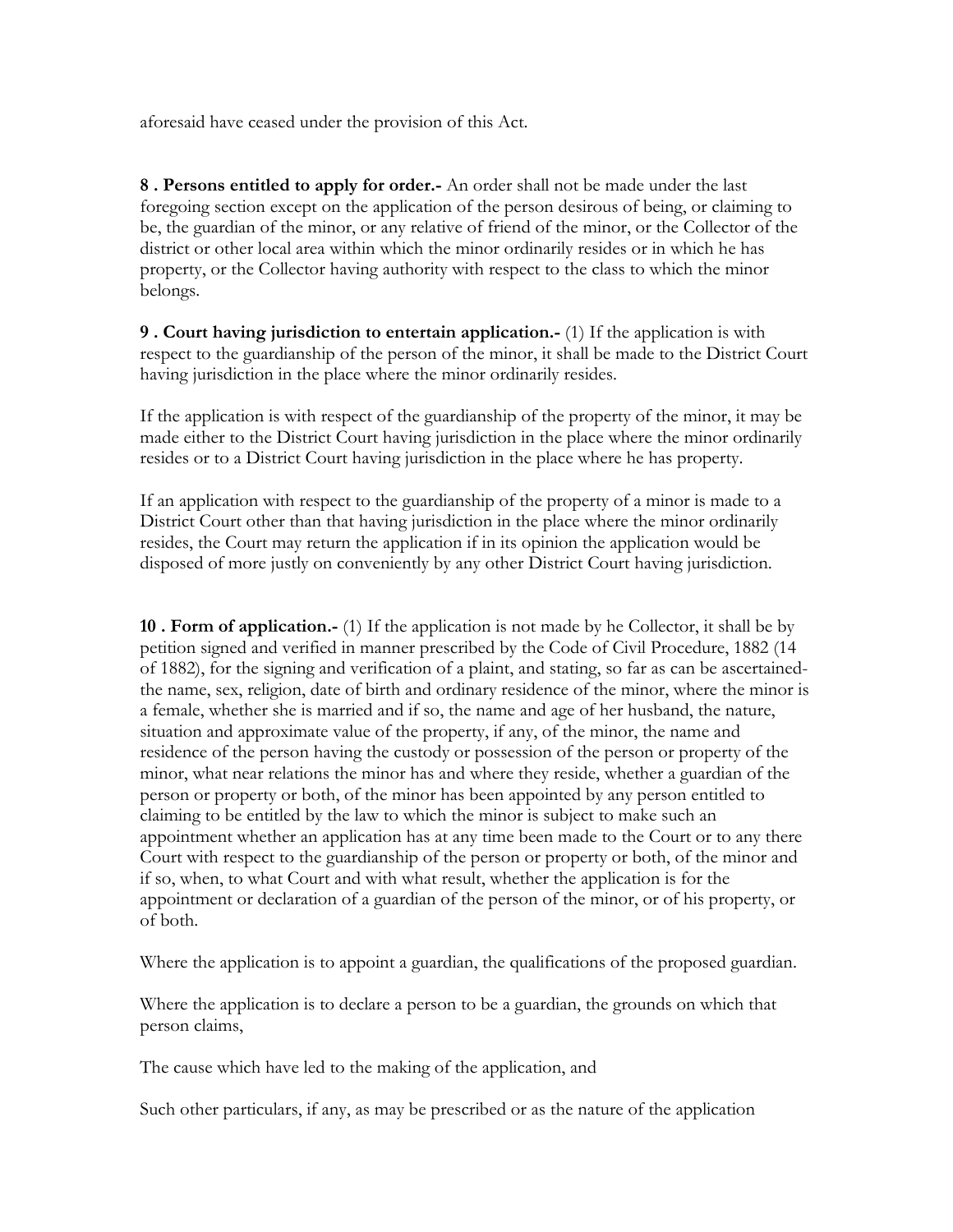aforesaid have ceased under the provision of this Act.

**8 . Persons entitled to apply for order.-** An order shall not be made under the last foregoing section except on the application of the person desirous of being, or claiming to be, the guardian of the minor, or any relative of friend of the minor, or the Collector of the district or other local area within which the minor ordinarily resides or in which he has property, or the Collector having authority with respect to the class to which the minor belongs.

**9 . Court having jurisdiction to entertain application.-** (1) If the application is with respect to the guardianship of the person of the minor, it shall be made to the District Court having jurisdiction in the place where the minor ordinarily resides.

If the application is with respect of the guardianship of the property of the minor, it may be made either to the District Court having jurisdiction in the place where the minor ordinarily resides or to a District Court having jurisdiction in the place where he has property.

If an application with respect to the guardianship of the property of a minor is made to a District Court other than that having jurisdiction in the place where the minor ordinarily resides, the Court may return the application if in its opinion the application would be disposed of more justly on conveniently by any other District Court having jurisdiction.

**10 . Form of application.-** (1) If the application is not made by he Collector, it shall be by petition signed and verified in manner prescribed by the Code of Civil Procedure, 1882 (14 of 1882), for the signing and verification of a plaint, and stating, so far as can be ascertained- the name, sex, religion, date of birth and ordinary residence of the minor, where the minor is a female, whether she is married and if so, the name and age of her husband, the nature, situation and approximate value of the property, if any, of the minor, the name and residence of the person having the custody or possession of the person or property of the minor, what near relations the minor has and where they reside, whether a guardian of the person or property or both, of the minor has been appointed by any person entitled to claiming to be entitled by the law to which the minor is subject to make such an appointment whether an application has at any time been made to the Court or to any there Court with respect to the guardianship of the person or property or both, of the minor and if so, when, to what Court and with what result, whether the application is for the appointment or declaration of a guardian of the person of the minor, or of his property, or of both.

Where the application is to appoint a guardian, the qualifications of the proposed guardian.

Where the application is to declare a person to be a guardian, the grounds on which that person claims,

The cause which have led to the making of the application, and

Such other particulars, if any, as may be prescribed or as the nature of the application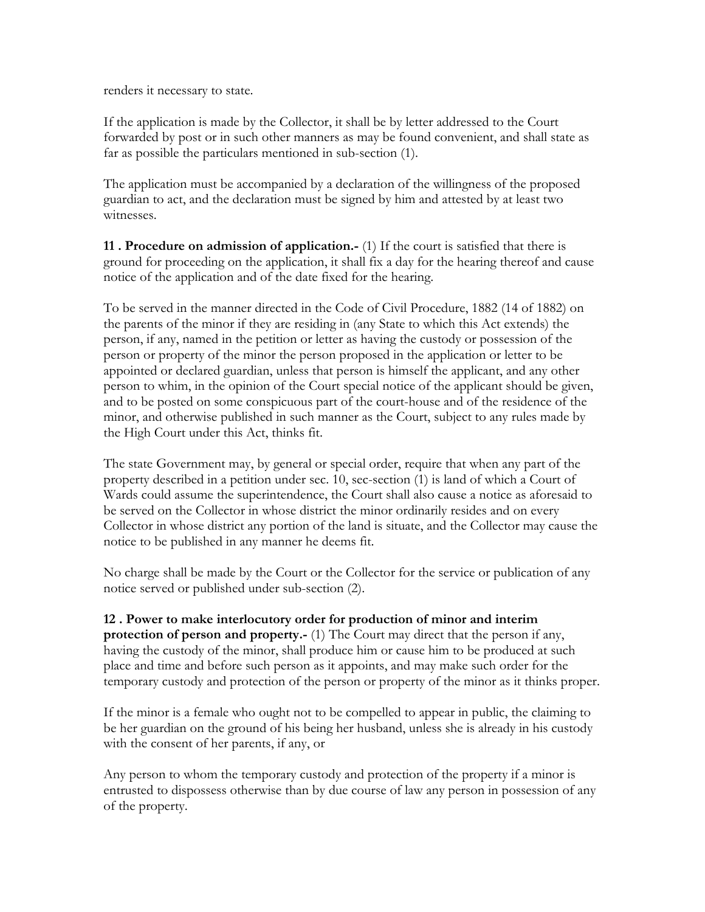renders it necessary to state.

If the application is made by the Collector, it shall be by letter addressed to the Court forwarded by post or in such other manners as may be found convenient, and shall state as far as possible the particulars mentioned in sub-section (1).

The application must be accompanied by a declaration of the willingness of the proposed guardian to act, and the declaration must be signed by him and attested by at least two witnesses.

**11 . Procedure on admission of application.-** (1) If the court is satisfied that there is ground for proceeding on the application, it shall fix a day for the hearing thereof and cause notice of the application and of the date fixed for the hearing.

To be served in the manner directed in the Code of Civil Procedure, 1882 (14 of 1882) on the parents of the minor if they are residing in (any State to which this Act extends) the person, if any, named in the petition or letter as having the custody or possession of the person or property of the minor the person proposed in the application or letter to be appointed or declared guardian, unless that person is himself the applicant, and any other person to whim, in the opinion of the Court special notice of the applicant should be given, and to be posted on some conspicuous part of the court-house and of the residence of the minor, and otherwise published in such manner as the Court, subject to any rules made by the High Court under this Act, thinks fit.

The state Government may, by general or special order, require that when any part of the property described in a petition under sec. 10, sec-section (1) is land of which a Court of Wards could assume the superintendence, the Court shall also cause a notice as aforesaid to be served on the Collector in whose district the minor ordinarily resides and on every Collector in whose district any portion of the land is situate, and the Collector may cause the notice to be published in any manner he deems fit.

No charge shall be made by the Court or the Collector for the service or publication of any notice served or published under sub-section (2).

**12 . Power to make interlocutory order for production of minor and interim protection of person and property.-** (1) The Court may direct that the person if any, having the custody of the minor, shall produce him or cause him to be produced at such place and time and before such person as it appoints, and may make such order for the temporary custody and protection of the person or property of the minor as it thinks proper.

If the minor is a female who ought not to be compelled to appear in public, the claiming to be her guardian on the ground of his being her husband, unless she is already in his custody with the consent of her parents, if any, or

Any person to whom the temporary custody and protection of the property if a minor is entrusted to dispossess otherwise than by due course of law any person in possession of any of the property.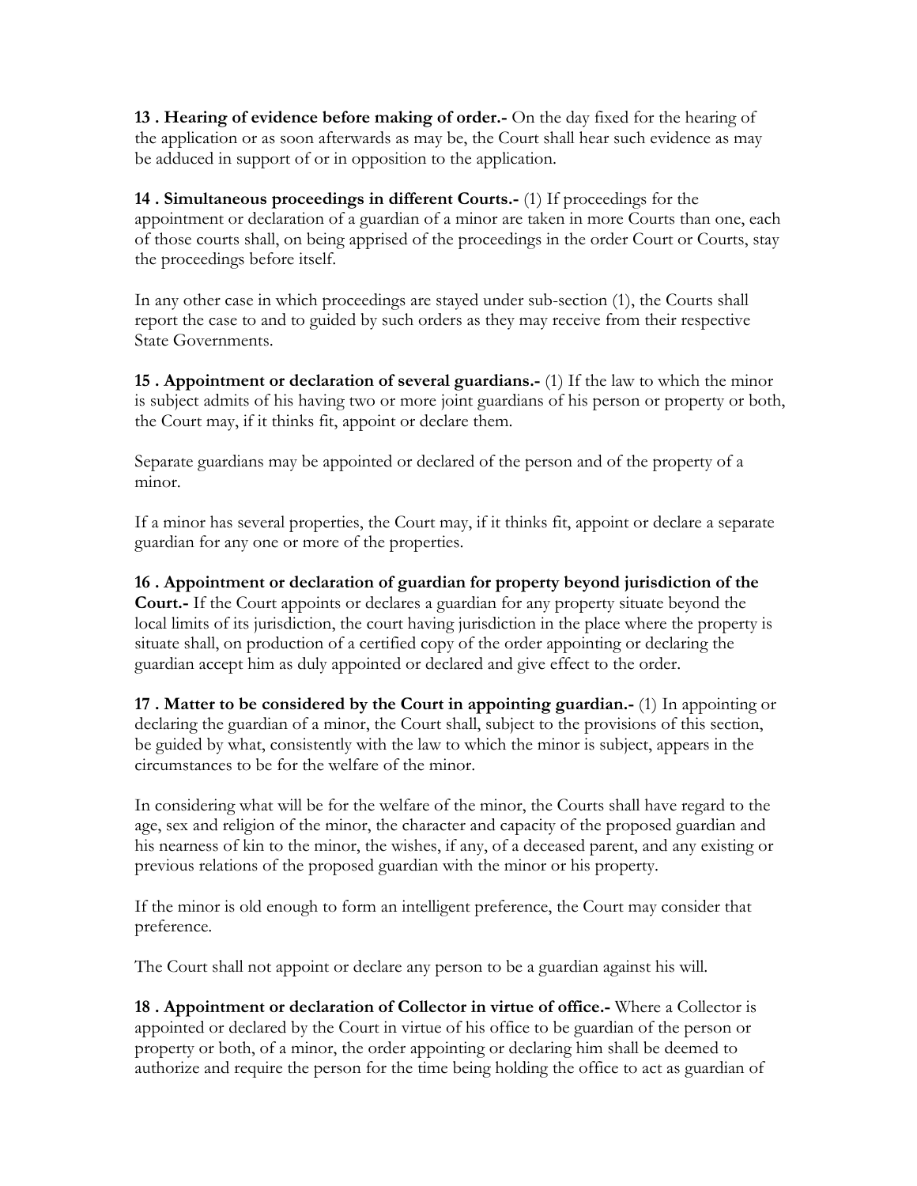**13 . Hearing of evidence before making of order.-** On the day fixed for the hearing of the application or as soon afterwards as may be, the Court shall hear such evidence as may be adduced in support of or in opposition to the application.

**14 . Simultaneous proceedings in different Courts.-** (1) If proceedings for the appointment or declaration of a guardian of a minor are taken in more Courts than one, each of those courts shall, on being apprised of the proceedings in the order Court or Courts, stay the proceedings before itself.

In any other case in which proceedings are stayed under sub-section (1), the Courts shall report the case to and to guided by such orders as they may receive from their respective State Governments.

**15 . Appointment or declaration of several guardians.-** (1) If the law to which the minor is subject admits of his having two or more joint guardians of his person or property or both, the Court may, if it thinks fit, appoint or declare them.

Separate guardians may be appointed or declared of the person and of the property of a minor.

If a minor has several properties, the Court may, if it thinks fit, appoint or declare a separate guardian for any one or more of the properties.

**16 . Appointment or declaration of guardian for property beyond jurisdiction of the Court.-** If the Court appoints or declares a guardian for any property situate beyond the local limits of its jurisdiction, the court having jurisdiction in the place where the property is situate shall, on production of a certified copy of the order appointing or declaring the guardian accept him as duly appointed or declared and give effect to the order.

**17 . Matter to be considered by the Court in appointing guardian.-** (1) In appointing or declaring the guardian of a minor, the Court shall, subject to the provisions of this section, be guided by what, consistently with the law to which the minor is subject, appears in the circumstances to be for the welfare of the minor.

In considering what will be for the welfare of the minor, the Courts shall have regard to the age, sex and religion of the minor, the character and capacity of the proposed guardian and his nearness of kin to the minor, the wishes, if any, of a deceased parent, and any existing or previous relations of the proposed guardian with the minor or his property.

If the minor is old enough to form an intelligent preference, the Court may consider that preference.

The Court shall not appoint or declare any person to be a guardian against his will.

**18 . Appointment or declaration of Collector in virtue of office.-** Where a Collector is appointed or declared by the Court in virtue of his office to be guardian of the person or property or both, of a minor, the order appointing or declaring him shall be deemed to authorize and require the person for the time being holding the office to act as guardian of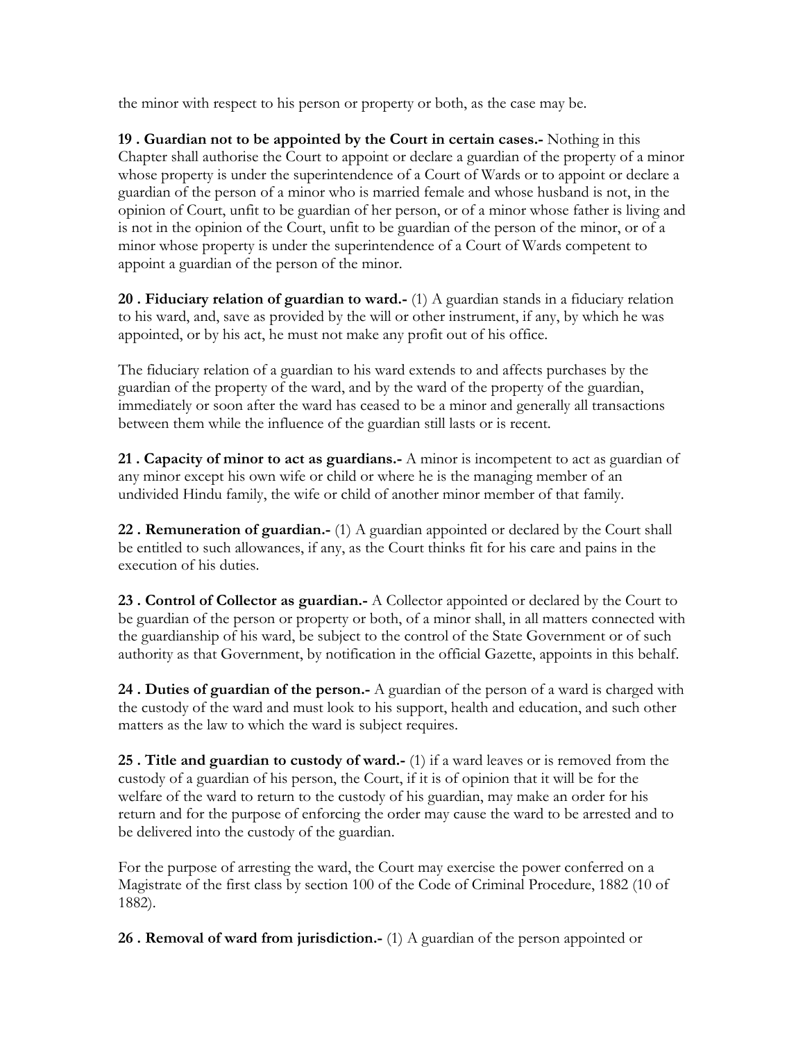the minor with respect to his person or property or both, as the case may be.

**19 . Guardian not to be appointed by the Court in certain cases.-** Nothing in this Chapter shall authorise the Court to appoint or declare a guardian of the property of a minor whose property is under the superintendence of a Court of Wards or to appoint or declare a guardian of the person of a minor who is married female and whose husband is not, in the opinion of Court, unfit to be guardian of her person, or of a minor whose father is living and is not in the opinion of the Court, unfit to be guardian of the person of the minor, or of a minor whose property is under the superintendence of a Court of Wards competent to appoint a guardian of the person of the minor.

**20 . Fiduciary relation of guardian to ward.-** (1) A guardian stands in a fiduciary relation to his ward, and, save as provided by the will or other instrument, if any, by which he was appointed, or by his act, he must not make any profit out of his office.

The fiduciary relation of a guardian to his ward extends to and affects purchases by the guardian of the property of the ward, and by the ward of the property of the guardian, immediately or soon after the ward has ceased to be a minor and generally all transactions between them while the influence of the guardian still lasts or is recent.

**21 . Capacity of minor to act as guardians.-** A minor is incompetent to act as guardian of any minor except his own wife or child or where he is the managing member of an undivided Hindu family, the wife or child of another minor member of that family.

**22 . Remuneration of guardian.-** (1) A guardian appointed or declared by the Court shall be entitled to such allowances, if any, as the Court thinks fit for his care and pains in the execution of his duties.

**23 . Control of Collector as guardian.-** A Collector appointed or declared by the Court to be guardian of the person or property or both, of a minor shall, in all matters connected with the guardianship of his ward, be subject to the control of the State Government or of such authority as that Government, by notification in the official Gazette, appoints in this behalf.

**24 . Duties of guardian of the person.-** A guardian of the person of a ward is charged with the custody of the ward and must look to his support, health and education, and such other matters as the law to which the ward is subject requires.

**25 . Title and guardian to custody of ward.-** (1) if a ward leaves or is removed from the custody of a guardian of his person, the Court, if it is of opinion that it will be for the welfare of the ward to return to the custody of his guardian, may make an order for his return and for the purpose of enforcing the order may cause the ward to be arrested and to be delivered into the custody of the guardian.

For the purpose of arresting the ward, the Court may exercise the power conferred on a Magistrate of the first class by section 100 of the Code of Criminal Procedure, 1882 (10 of 1882).

**26 . Removal of ward from jurisdiction.-** (1) A guardian of the person appointed or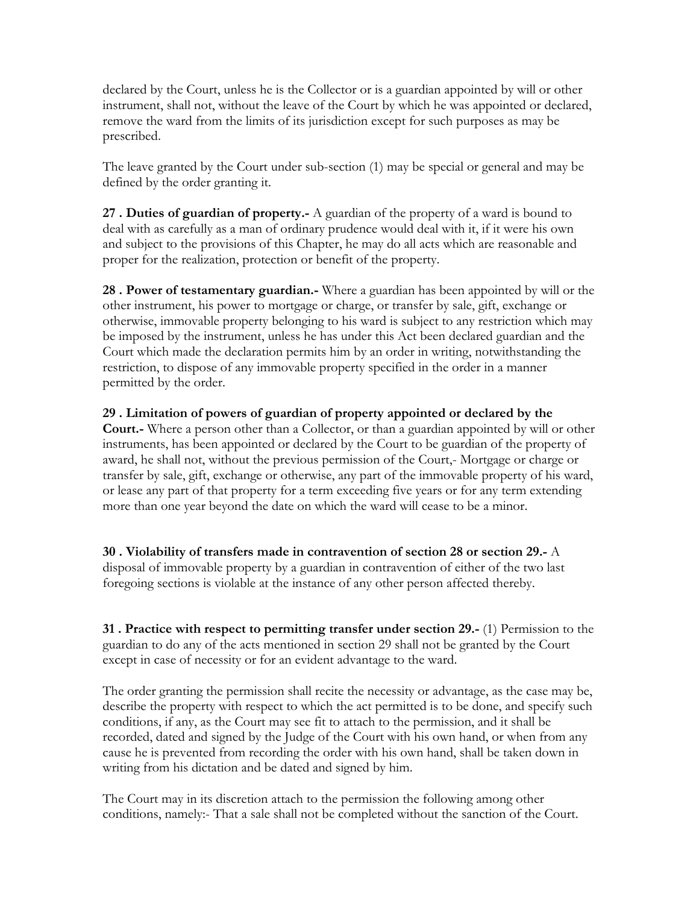declared by the Court, unless he is the Collector or is a guardian appointed by will or other instrument, shall not, without the leave of the Court by which he was appointed or declared, remove the ward from the limits of its jurisdiction except for such purposes as may be prescribed.

The leave granted by the Court under sub-section (1) may be special or general and may be defined by the order granting it.

**27 . Duties of guardian of property.-** A guardian of the property of a ward is bound to deal with as carefully as a man of ordinary prudence would deal with it, if it were his own and subject to the provisions of this Chapter, he may do all acts which are reasonable and proper for the realization, protection or benefit of the property.

**28 . Power of testamentary guardian.-** Where a guardian has been appointed by will or the other instrument, his power to mortgage or charge, or transfer by sale, gift, exchange or otherwise, immovable property belonging to his ward is subject to any restriction which may be imposed by the instrument, unless he has under this Act been declared guardian and the Court which made the declaration permits him by an order in writing, notwithstanding the restriction, to dispose of any immovable property specified in the order in a manner permitted by the order.

**29 . Limitation of powers of guardian of property appointed or declared by the Court.-** Where a person other than a Collector, or than a guardian appointed by will or other instruments, has been appointed or declared by the Court to be guardian of the property of award, he shall not, without the previous permission of the Court,- Mortgage or charge or transfer by sale, gift, exchange or otherwise, any part of the immovable property of his ward, or lease any part of that property for a term exceeding five years or for any term extending more than one year beyond the date on which the ward will cease to be a minor.

**30 . Violability of transfers made in contravention of section 28 or section 29.-** A disposal of immovable property by a guardian in contravention of either of the two last foregoing sections is violable at the instance of any other person affected thereby.

**31 . Practice with respect to permitting transfer under section 29.-** (1) Permission to the guardian to do any of the acts mentioned in section 29 shall not be granted by the Court except in case of necessity or for an evident advantage to the ward.

The order granting the permission shall recite the necessity or advantage, as the case may be, describe the property with respect to which the act permitted is to be done, and specify such conditions, if any, as the Court may see fit to attach to the permission, and it shall be recorded, dated and signed by the Judge of the Court with his own hand, or when from any cause he is prevented from recording the order with his own hand, shall be taken down in writing from his dictation and be dated and signed by him.

The Court may in its discretion attach to the permission the following among other conditions, namely:- That a sale shall not be completed without the sanction of the Court.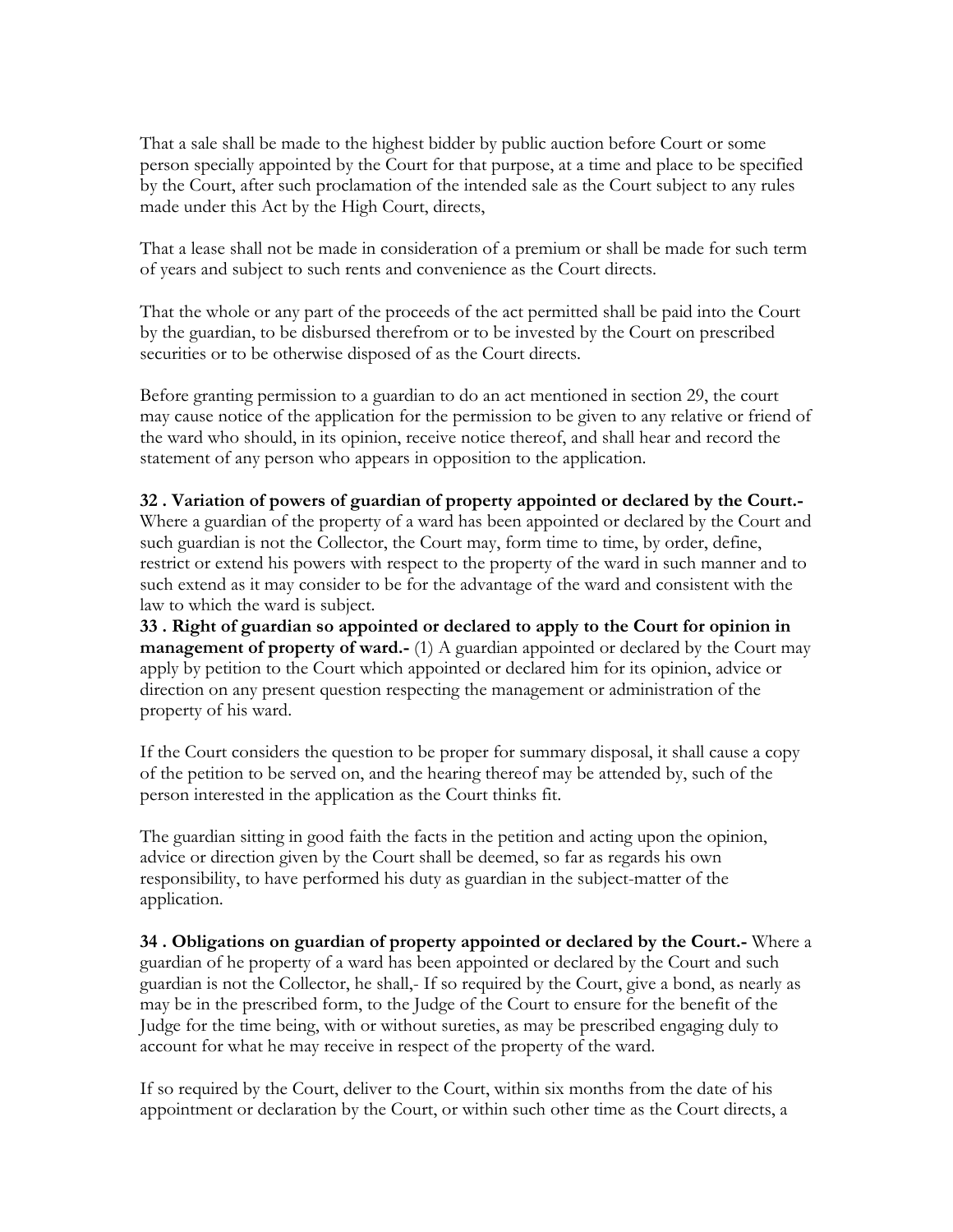That a sale shall be made to the highest bidder by public auction before Court or some person specially appointed by the Court for that purpose, at a time and place to be specified by the Court, after such proclamation of the intended sale as the Court subject to any rules made under this Act by the High Court, directs,

That a lease shall not be made in consideration of a premium or shall be made for such term of years and subject to such rents and convenience as the Court directs.

That the whole or any part of the proceeds of the act permitted shall be paid into the Court by the guardian, to be disbursed therefrom or to be invested by the Court on prescribed securities or to be otherwise disposed of as the Court directs.

Before granting permission to a guardian to do an act mentioned in section 29, the court may cause notice of the application for the permission to be given to any relative or friend of the ward who should, in its opinion, receive notice thereof, and shall hear and record the statement of any person who appears in opposition to the application.

**32 . Variation of powers of guardian of property appointed or declared by the Court.-** Where a guardian of the property of a ward has been appointed or declared by the Court and such guardian is not the Collector, the Court may, form time to time, by order, define, restrict or extend his powers with respect to the property of the ward in such manner and to such extend as it may consider to be for the advantage of the ward and consistent with the law to which the ward is subject.

**33 . Right of guardian so appointed or declared to apply to the Court for opinion in management of property of ward.-** (1) A guardian appointed or declared by the Court may apply by petition to the Court which appointed or declared him for its opinion, advice or direction on any present question respecting the management or administration of the property of his ward.

If the Court considers the question to be proper for summary disposal, it shall cause a copy of the petition to be served on, and the hearing thereof may be attended by, such of the person interested in the application as the Court thinks fit.

The guardian sitting in good faith the facts in the petition and acting upon the opinion, advice or direction given by the Court shall be deemed, so far as regards his own responsibility, to have performed his duty as guardian in the subject-matter of the application.

**34 . Obligations on guardian of property appointed or declared by the Court.-** Where a guardian of he property of a ward has been appointed or declared by the Court and such guardian is not the Collector, he shall,- If so required by the Court, give a bond, as nearly as may be in the prescribed form, to the Judge of the Court to ensure for the benefit of the Judge for the time being, with or without sureties, as may be prescribed engaging duly to account for what he may receive in respect of the property of the ward.

If so required by the Court, deliver to the Court, within six months from the date of his appointment or declaration by the Court, or within such other time as the Court directs, a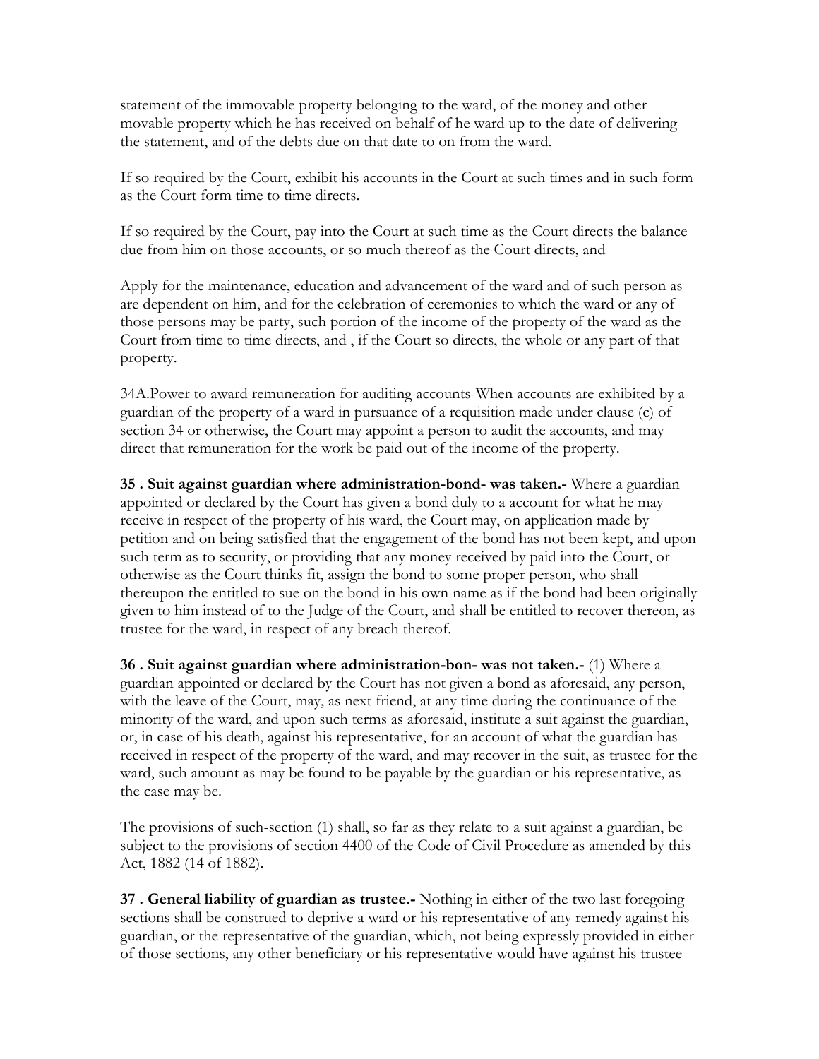statement of the immovable property belonging to the ward, of the money and other movable property which he has received on behalf of he ward up to the date of delivering the statement, and of the debts due on that date to on from the ward.

If so required by the Court, exhibit his accounts in the Court at such times and in such form as the Court form time to time directs.

If so required by the Court, pay into the Court at such time as the Court directs the balance due from him on those accounts, or so much thereof as the Court directs, and

Apply for the maintenance, education and advancement of the ward and of such person as are dependent on him, and for the celebration of ceremonies to which the ward or any of those persons may be party, such portion of the income of the property of the ward as the Court from time to time directs, and , if the Court so directs, the whole or any part of that property.

34A.Power to award remuneration for auditing accounts-When accounts are exhibited by a guardian of the property of a ward in pursuance of a requisition made under clause (c) of section 34 or otherwise, the Court may appoint a person to audit the accounts, and may direct that remuneration for the work be paid out of the income of the property.

**35 . Suit against guardian where administration-bond- was taken.-** Where a guardian appointed or declared by the Court has given a bond duly to a account for what he may receive in respect of the property of his ward, the Court may, on application made by petition and on being satisfied that the engagement of the bond has not been kept, and upon such term as to security, or providing that any money received by paid into the Court, or otherwise as the Court thinks fit, assign the bond to some proper person, who shall thereupon the entitled to sue on the bond in his own name as if the bond had been originally given to him instead of to the Judge of the Court, and shall be entitled to recover thereon, as trustee for the ward, in respect of any breach thereof.

**36 . Suit against guardian where administration-bon- was not taken.-** (1) Where a guardian appointed or declared by the Court has not given a bond as aforesaid, any person, with the leave of the Court, may, as next friend, at any time during the continuance of the minority of the ward, and upon such terms as aforesaid, institute a suit against the guardian, or, in case of his death, against his representative, for an account of what the guardian has received in respect of the property of the ward, and may recover in the suit, as trustee for the ward, such amount as may be found to be payable by the guardian or his representative, as the case may be.

The provisions of such-section (1) shall, so far as they relate to a suit against a guardian, be subject to the provisions of section 4400 of the Code of Civil Procedure as amended by this Act, 1882 (14 of 1882).

**37 . General liability of guardian as trustee.-** Nothing in either of the two last foregoing sections shall be construed to deprive a ward or his representative of any remedy against his guardian, or the representative of the guardian, which, not being expressly provided in either of those sections, any other beneficiary or his representative would have against his trustee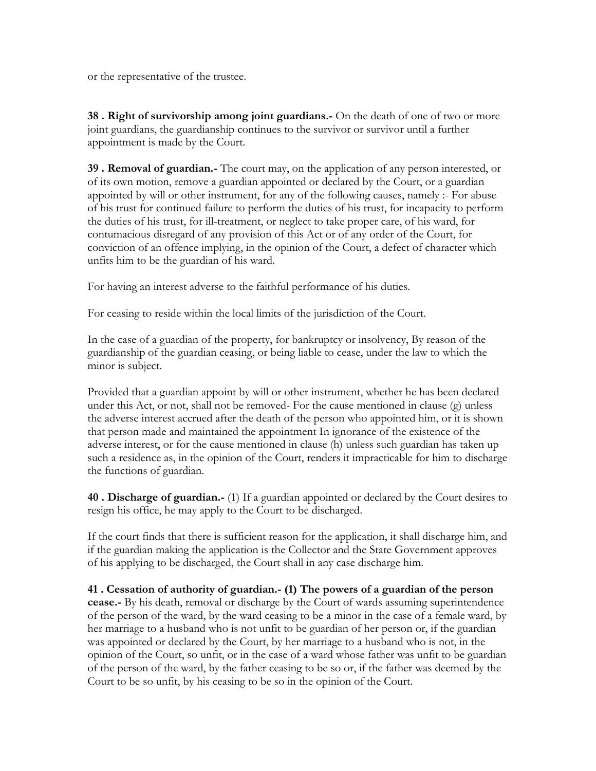or the representative of the trustee.

**38 . Right of survivorship among joint guardians.-** On the death of one of two or more joint guardians, the guardianship continues to the survivor or survivor until a further appointment is made by the Court.

**39 . Removal of guardian.-** The court may, on the application of any person interested, or of its own motion, remove a guardian appointed or declared by the Court, or a guardian appointed by will or other instrument, for any of the following causes, namely :- For abuse of his trust for continued failure to perform the duties of his trust, for incapacity to perform the duties of his trust, for ill-treatment, or neglect to take proper care, of his ward, for contumacious disregard of any provision of this Act or of any order of the Court, for conviction of an offence implying, in the opinion of the Court, a defect of character which unfits him to be the guardian of his ward.

For having an interest adverse to the faithful performance of his duties.

For ceasing to reside within the local limits of the jurisdiction of the Court.

In the case of a guardian of the property, for bankruptcy or insolvency, By reason of the guardianship of the guardian ceasing, or being liable to cease, under the law to which the minor is subject.

Provided that a guardian appoint by will or other instrument, whether he has been declared under this Act, or not, shall not be removed- For the cause mentioned in clause (g) unless the adverse interest accrued after the death of the person who appointed him, or it is shown that person made and maintained the appointment In ignorance of the existence of the adverse interest, or for the cause mentioned in clause (h) unless such guardian has taken up such a residence as, in the opinion of the Court, renders it impracticable for him to discharge the functions of guardian.

**40 . Discharge of guardian.-** (1) If a guardian appointed or declared by the Court desires to resign his office, he may apply to the Court to be discharged.

If the court finds that there is sufficient reason for the application, it shall discharge him, and if the guardian making the application is the Collector and the State Government approves of his applying to be discharged, the Court shall in any case discharge him.

**41 . Cessation of authority of guardian.- (1) The powers of a guardian of the person cease.-** By his death, removal or discharge by the Court of wards assuming superintendence of the person of the ward, by the ward ceasing to be a minor in the case of a female ward, by her marriage to a husband who is not unfit to be guardian of her person or, if the guardian was appointed or declared by the Court, by her marriage to a husband who is not, in the opinion of the Court, so unfit, or in the case of a ward whose father was unfit to be guardian of the person of the ward, by the father ceasing to be so or, if the father was deemed by the Court to be so unfit, by his ceasing to be so in the opinion of the Court.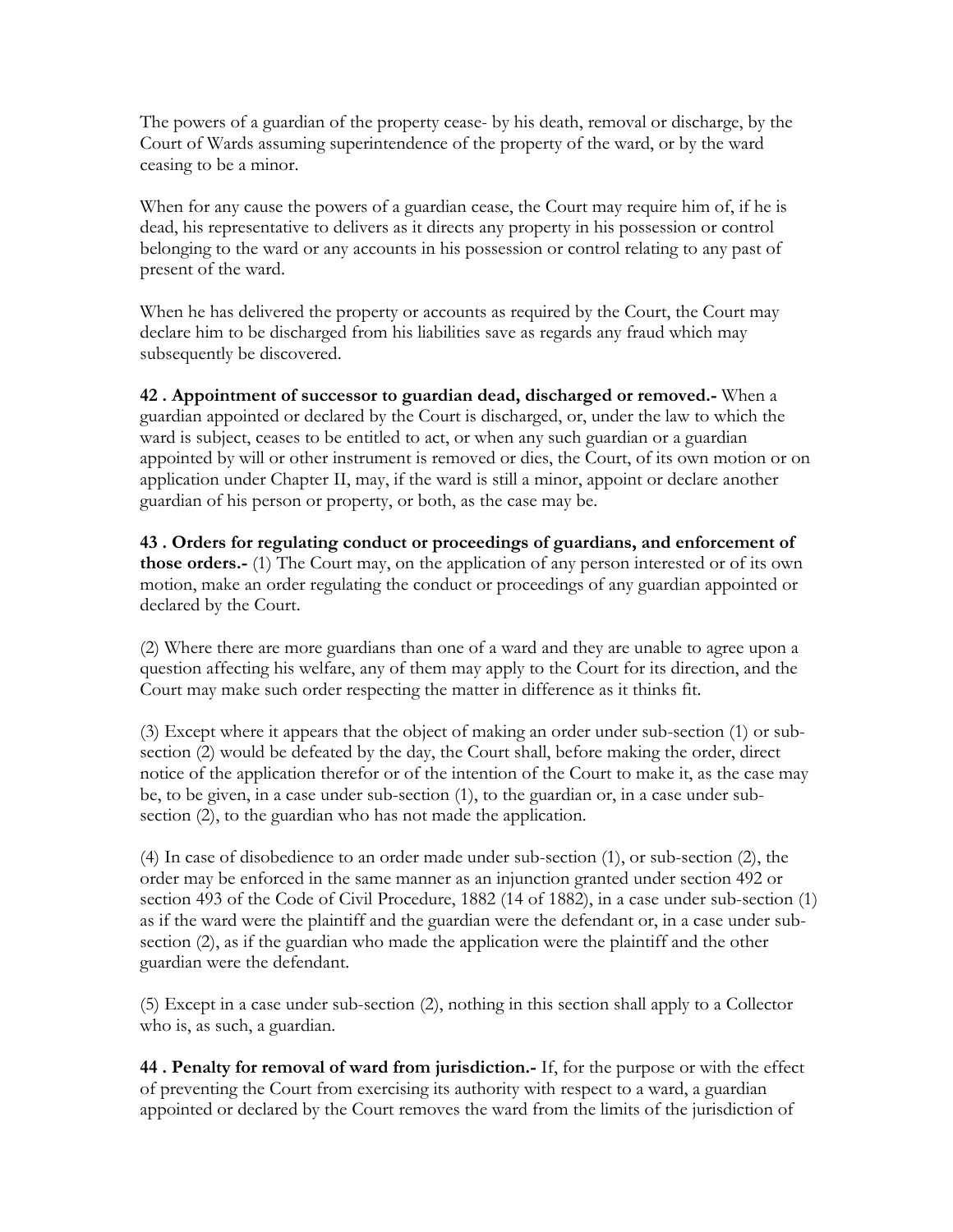The powers of a guardian of the property cease- by his death, removal or discharge, by the Court of Wards assuming superintendence of the property of the ward, or by the ward ceasing to be a minor.

When for any cause the powers of a guardian cease, the Court may require him of, if he is dead, his representative to delivers as it directs any property in his possession or control belonging to the ward or any accounts in his possession or control relating to any past of present of the ward.

When he has delivered the property or accounts as required by the Court, the Court may declare him to be discharged from his liabilities save as regards any fraud which may subsequently be discovered.

**42 . Appointment of successor to guardian dead, discharged or removed.-** When a guardian appointed or declared by the Court is discharged, or, under the law to which the ward is subject, ceases to be entitled to act, or when any such guardian or a guardian appointed by will or other instrument is removed or dies, the Court, of its own motion or on application under Chapter II, may, if the ward is still a minor, appoint or declare another guardian of his person or property, or both, as the case may be.

**43 . Orders for regulating conduct or proceedings of guardians, and enforcement of those orders.-** (1) The Court may, on the application of any person interested or of its own motion, make an order regulating the conduct or proceedings of any guardian appointed or declared by the Court.

(2) Where there are more guardians than one of a ward and they are unable to agree upon a question affecting his welfare, any of them may apply to the Court for its direction, and the Court may make such order respecting the matter in difference as it thinks fit.

(3) Except where it appears that the object of making an order under sub-section (1) or sub-section (2) would be defeated by the day, the Court shall, before making the order, direct notice of the application therefor or of the intention of the Court to make it, as the case may be, to be given, in a case under sub-section (1), to the guardian or, in a case under sub-section (2), to the guardian who has not made the application.

(4) In case of disobedience to an order made under sub-section (1), or sub-section (2), the order may be enforced in the same manner as an injunction granted under section 492 or section 493 of the Code of Civil Procedure, 1882 (14 of 1882), in a case under sub-section (1) as if the ward were the plaintiff and the guardian were the defendant or, in a case under sub-section (2), as if the guardian who made the application were the plaintiff and the other guardian were the defendant.

(5) Except in a case under sub-section (2), nothing in this section shall apply to a Collector who is, as such, a guardian.

**44 . Penalty for removal of ward from jurisdiction.-** If, for the purpose or with the effect of preventing the Court from exercising its authority with respect to a ward, a guardian appointed or declared by the Court removes the ward from the limits of the jurisdiction of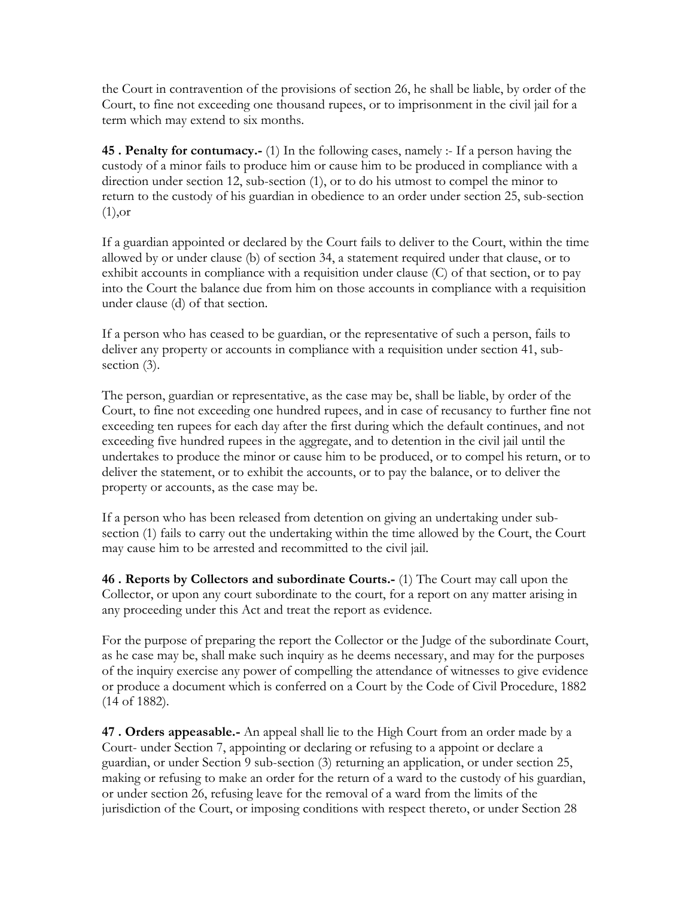the Court in contravention of the provisions of section 26, he shall be liable, by order of the Court, to fine not exceeding one thousand rupees, or to imprisonment in the civil jail for a term which may extend to six months.

**45 . Penalty for contumacy.-** (1) In the following cases, namely :- If a person having the custody of a minor fails to produce him or cause him to be produced in compliance with a direction under section 12, sub-section (1), or to do his utmost to compel the minor to return to the custody of his guardian in obedience to an order under section 25, sub-section (1),or

If a guardian appointed or declared by the Court fails to deliver to the Court, within the time allowed by or under clause (b) of section 34, a statement required under that clause, or to exhibit accounts in compliance with a requisition under clause (C) of that section, or to pay into the Court the balance due from him on those accounts in compliance with a requisition under clause (d) of that section.

If a person who has ceased to be guardian, or the representative of such a person, fails to deliver any property or accounts in compliance with a requisition under section 41, sub-section (3).

The person, guardian or representative, as the case may be, shall be liable, by order of the Court, to fine not exceeding one hundred rupees, and in case of recusancy to further fine not exceeding ten rupees for each day after the first during which the default continues, and not exceeding five hundred rupees in the aggregate, and to detention in the civil jail until the undertakes to produce the minor or cause him to be produced, or to compel his return, or to deliver the statement, or to exhibit the accounts, or to pay the balance, or to deliver the property or accounts, as the case may be.

If a person who has been released from detention on giving an undertaking under sub-section (1) fails to carry out the undertaking within the time allowed by the Court, the Court may cause him to be arrested and recommitted to the civil jail.

**46 . Reports by Collectors and subordinate Courts.-** (1) The Court may call upon the Collector, or upon any court subordinate to the court, for a report on any matter arising in any proceeding under this Act and treat the report as evidence.

For the purpose of preparing the report the Collector or the Judge of the subordinate Court, as he case may be, shall make such inquiry as he deems necessary, and may for the purposes of the inquiry exercise any power of compelling the attendance of witnesses to give evidence or produce a document which is conferred on a Court by the Code of Civil Procedure, 1882 (14 of 1882).

**47 . Orders appeasable.-** An appeal shall lie to the High Court from an order made by a Court- under Section 7, appointing or declaring or refusing to a appoint or declare a guardian, or under Section 9 sub-section (3) returning an application, or under section 25, making or refusing to make an order for the return of a ward to the custody of his guardian, or under section 26, refusing leave for the removal of a ward from the limits of the jurisdiction of the Court, or imposing conditions with respect thereto, or under Section 28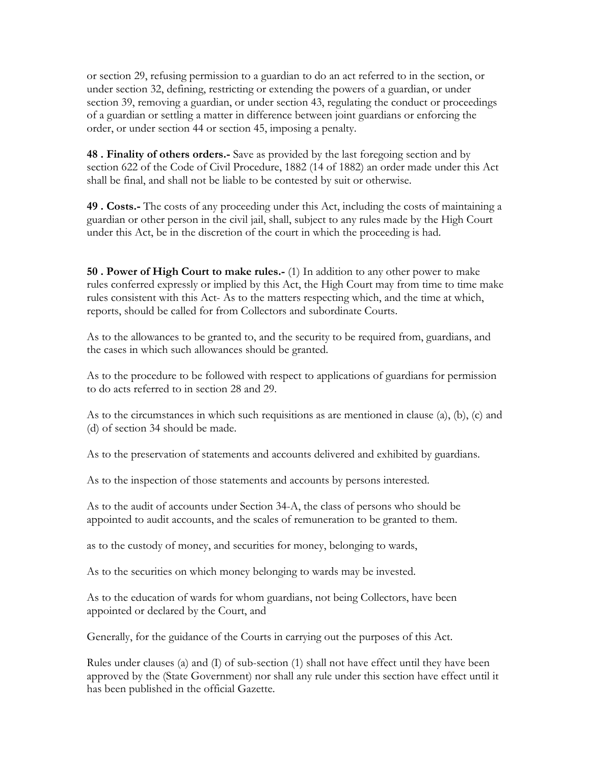or section 29, refusing permission to a guardian to do an act referred to in the section, or under section 32, defining, restricting or extending the powers of a guardian, or under section 39, removing a guardian, or under section 43, regulating the conduct or proceedings of a guardian or settling a matter in difference between joint guardians or enforcing the order, or under section 44 or section 45, imposing a penalty.

**48 . Finality of others orders.-** Save as provided by the last foregoing section and by section 622 of the Code of Civil Procedure, 1882 (14 of 1882) an order made under this Act shall be final, and shall not be liable to be contested by suit or otherwise.

**49 . Costs.-** The costs of any proceeding under this Act, including the costs of maintaining a guardian or other person in the civil jail, shall, subject to any rules made by the High Court under this Act, be in the discretion of the court in which the proceeding is had.

**50 . Power of High Court to make rules.-** (1) In addition to any other power to make rules conferred expressly or implied by this Act, the High Court may from time to time make rules consistent with this Act- As to the matters respecting which, and the time at which, reports, should be called for from Collectors and subordinate Courts.

As to the allowances to be granted to, and the security to be required from, guardians, and the cases in which such allowances should be granted.

As to the procedure to be followed with respect to applications of guardians for permission to do acts referred to in section 28 and 29.

As to the circumstances in which such requisitions as are mentioned in clause (a), (b), (c) and (d) of section 34 should be made.

As to the preservation of statements and accounts delivered and exhibited by guardians.

As to the inspection of those statements and accounts by persons interested.

As to the audit of accounts under Section 34-A, the class of persons who should be appointed to audit accounts, and the scales of remuneration to be granted to them.

as to the custody of money, and securities for money, belonging to wards,

As to the securities on which money belonging to wards may be invested.

As to the education of wards for whom guardians, not being Collectors, have been appointed or declared by the Court, and

Generally, for the guidance of the Courts in carrying out the purposes of this Act.

Rules under clauses (a) and (I) of sub-section (1) shall not have effect until they have been approved by the (State Government) nor shall any rule under this section have effect until it has been published in the official Gazette.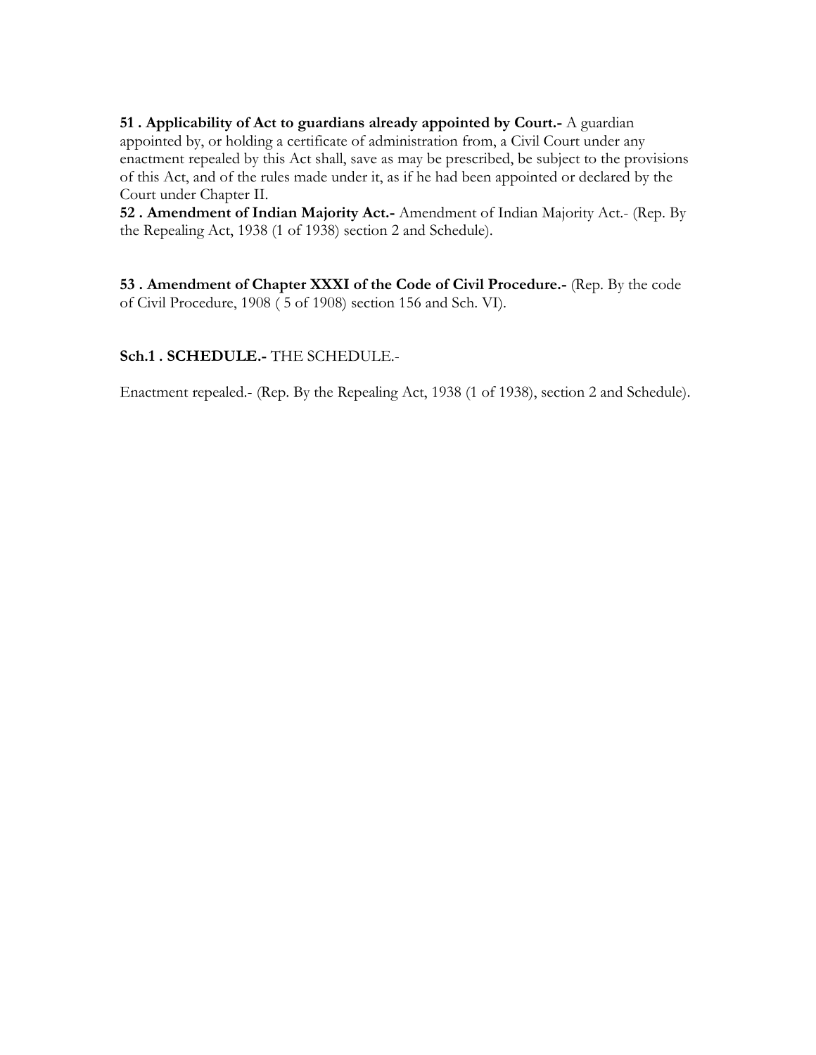**51 . Applicability of Act to guardians already appointed by Court.-** A guardian appointed by, or holding a certificate of administration from, a Civil Court under any enactment repealed by this Act shall, save as may be prescribed, be subject to the provisions of this Act, and of the rules made under it, as if he had been appointed or declared by the Court under Chapter II.

**52 . Amendment of Indian Majority Act.-** Amendment of Indian Majority Act.- (Rep. By the Repealing Act, 1938 (1 of 1938) section 2 and Schedule).

**53 . Amendment of Chapter XXXI of the Code of Civil Procedure.-** (Rep. By the code of Civil Procedure, 1908 ( 5 of 1908) section 156 and Sch. VI).

**Sch.1 . SCHEDULE.-** THE SCHEDULE.-

Enactment repealed.- (Rep. By the Repealing Act, 1938 (1 of 1938), section 2 and Schedule).